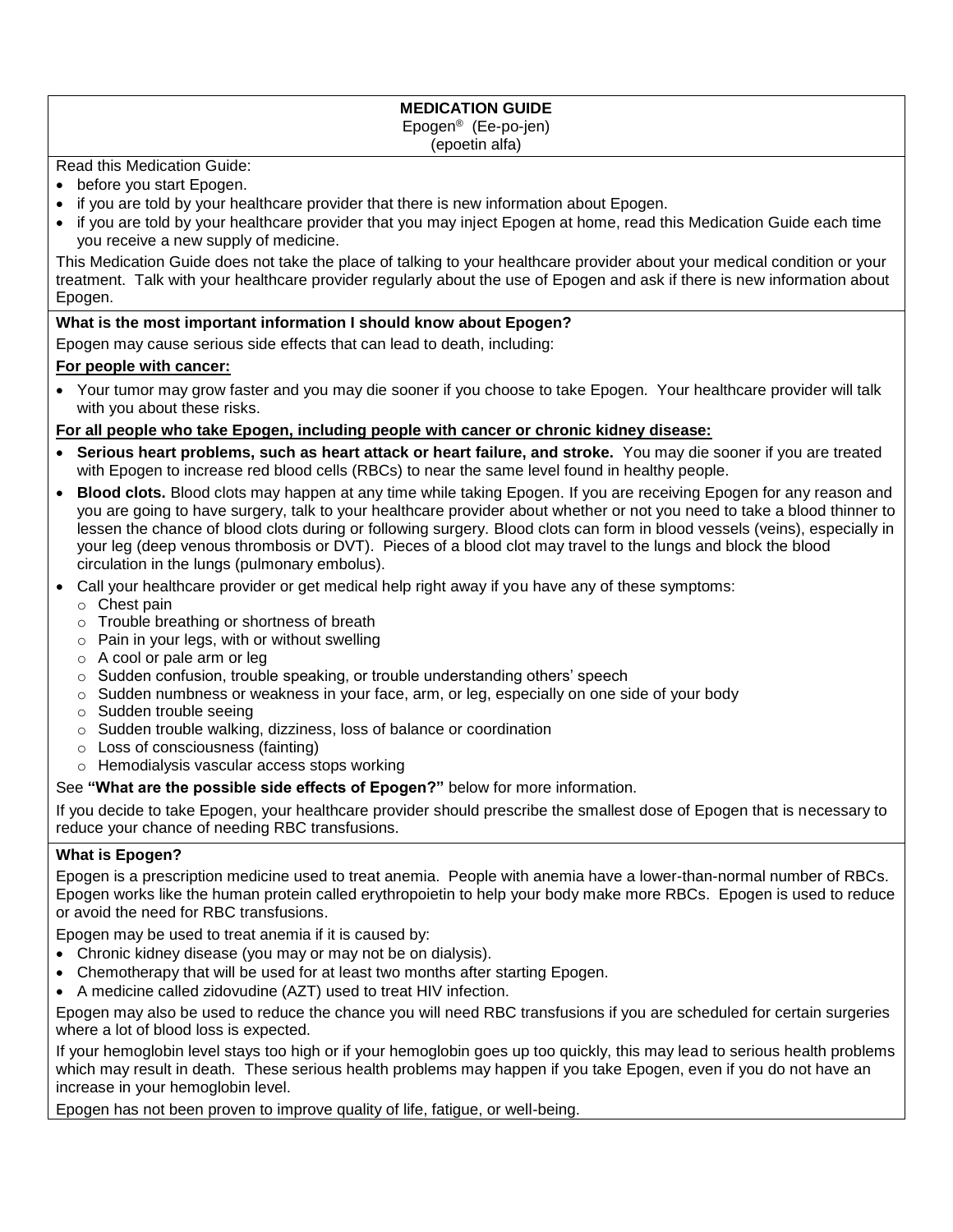# MEDICATION GUIDE

**Epogen® (Ee-po-jen)**

**(epoetin alfa)**

Read this Medication Guide:

- before you start Epogen.
- if you are told by your healthcare provider that there is new information about Epogen.
- if you are told by your healthcare provider that you may inject Epogen at home, read this Medication Guide each time you receive a new supply of medicine.

This Medication Guide does not take the place of talking to your healthcare provider about your medical condition or your treatment. Talk with your healthcare provider regularly about the use of Epogen and ask if there is new information about Epogen.

## What is the most important information I should know about Epogen?

Epogen may cause serious side effects that can lead to death, including:

**For people with cancer:**

- Your tumor may grow faster and you may die sooner if you choose to take Epogen. Your healthcare provider will talk with you about these risks.

**For all people who take Epogen, including people with cancer or chronic kidney disease:**

- **Serious heart problems, such as heart attack or heart failure, and stroke.** You may die sooner if you are treated with Epogen to increase red blood cells (RBCs) to near the same level found in healthy people.
- **Blood clots.** Blood clots may happen at any time while taking Epogen. If you are receiving Epogen for any reason and you are going to have surgery, talk to your healthcare provider about whether or not you need to take a blood thinner to lessen the chance of blood clots during or following surgery. Blood clots can form in blood vessels (veins), especially in your leg (deep venous thrombosis or DVT). Pieces of a blood clot may travel to the lungs and block the blood circulation in the lungs (pulmonary embolus).
- Call your healthcare provider or get medical help right away if you have any of these symptoms:
  - Chest pain
  - Trouble breathing or shortness of breath
  - Pain in your legs, with or without swelling
  - A cool or pale arm or leg
  - Sudden confusion, trouble speaking, or trouble understanding others' speech
  - Sudden numbness or weakness in your face, arm, or leg, especially on one side of your body
  - Sudden trouble seeing
  - Sudden trouble walking, dizziness, loss of balance or coordination
  - Loss of consciousness (fainting)
  - Hemodialysis vascular access stops working

See **"What are the possible side effects of Epogen?"** below for more information.

If you decide to take Epogen, your healthcare provider should prescribe the smallest dose of Epogen that is necessary to reduce your chance of needing RBC transfusions.

## What is Epogen?

Epogen is a prescription medicine used to treat anemia. People with anemia have a lower-than-normal number of RBCs. Epogen works like the human protein called erythropoietin to help your body make more RBCs. Epogen is used to reduce or avoid the need for RBC transfusions.

Epogen may be used to treat anemia if it is caused by:

- Chronic kidney disease (you may or may not be on dialysis).
- Chemotherapy that will be used for at least two months after starting Epogen.
- A medicine called zidovudine (AZT) used to treat HIV infection.

Epogen may also be used to reduce the chance you will need RBC transfusions if you are scheduled for certain surgeries where a lot of blood loss is expected.

If your hemoglobin level stays too high or if your hemoglobin goes up too quickly, this may lead to serious health problems which may result in death. These serious health problems may happen if you take Epogen, even if you do not have an increase in your hemoglobin level.

Epogen has not been proven to improve quality of life, fatigue, or well-being.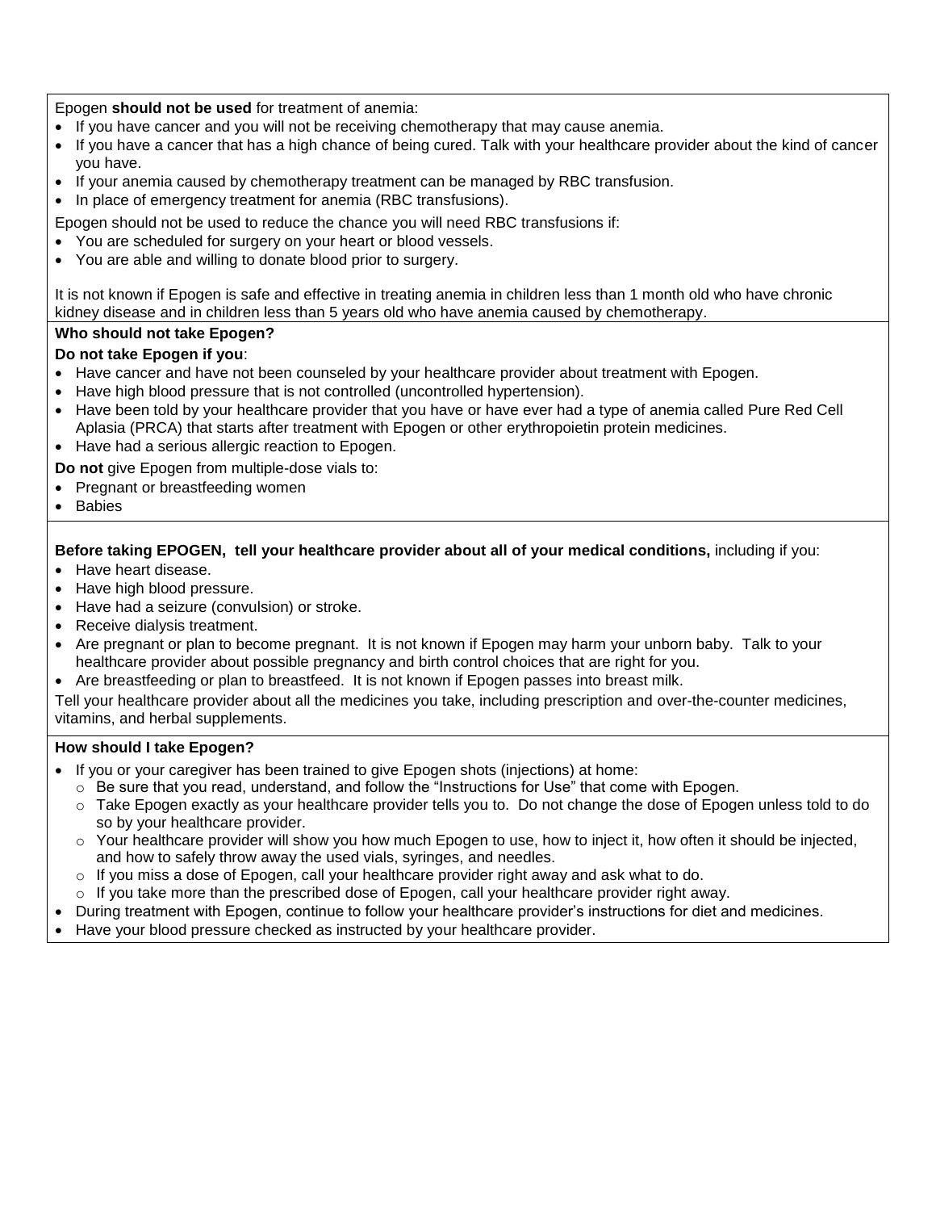Epogen **should not be used** for treatment of anemia:

- If you have cancer and you will not be receiving chemotherapy that may cause anemia.
- If you have a cancer that has a high chance of being cured. Talk with your healthcare provider about the kind of cancer you have.
- If your anemia caused by chemotherapy treatment can be managed by RBC transfusion.
- In place of emergency treatment for anemia (RBC transfusions).

Epogen should not be used to reduce the chance you will need RBC transfusions if:

- You are scheduled for surgery on your heart or blood vessels.
- You are able and willing to donate blood prior to surgery.

It is not known if Epogen is safe and effective in treating anemia in children less than 1 month old who have chronic kidney disease and in children less than 5 years old who have anemia caused by chemotherapy.

**Who should not take Epogen?**

**Do not take Epogen if you**:

- Have cancer and have not been counseled by your healthcare provider about treatment with Epogen.
- Have high blood pressure that is not controlled (uncontrolled hypertension).
- Have been told by your healthcare provider that you have or have ever had a type of anemia called Pure Red Cell Aplasia (PRCA) that starts after treatment with Epogen or other erythropoietin protein medicines.
- Have had a serious allergic reaction to Epogen.

**Do not** give Epogen from multiple-dose vials to:

- Pregnant or breastfeeding women
- Babies

**Before taking EPOGEN, tell your healthcare provider about all of your medical conditions,** including if you:

- Have heart disease.
- Have high blood pressure.
- Have had a seizure (convulsion) or stroke.
- Receive dialysis treatment.
- Are pregnant or plan to become pregnant. It is not known if Epogen may harm your unborn baby. Talk to your healthcare provider about possible pregnancy and birth control choices that are right for you.
- Are breastfeeding or plan to breastfeed. It is not known if Epogen passes into breast milk.

Tell your healthcare provider about all the medicines you take, including prescription and over-the-counter medicines, vitamins, and herbal supplements.

**How should I take Epogen?**

- If you or your caregiver has been trained to give Epogen shots (injections) at home:
  - Be sure that you read, understand, and follow the "Instructions for Use" that come with Epogen.
  - Take Epogen exactly as your healthcare provider tells you to. Do not change the dose of Epogen unless told to do so by your healthcare provider.
  - Your healthcare provider will show you how much Epogen to use, how to inject it, how often it should be injected, and how to safely throw away the used vials, syringes, and needles.
  - If you miss a dose of Epogen, call your healthcare provider right away and ask what to do.
  - If you take more than the prescribed dose of Epogen, call your healthcare provider right away.
- During treatment with Epogen, continue to follow your healthcare provider's instructions for diet and medicines.
- Have your blood pressure checked as instructed by your healthcare provider.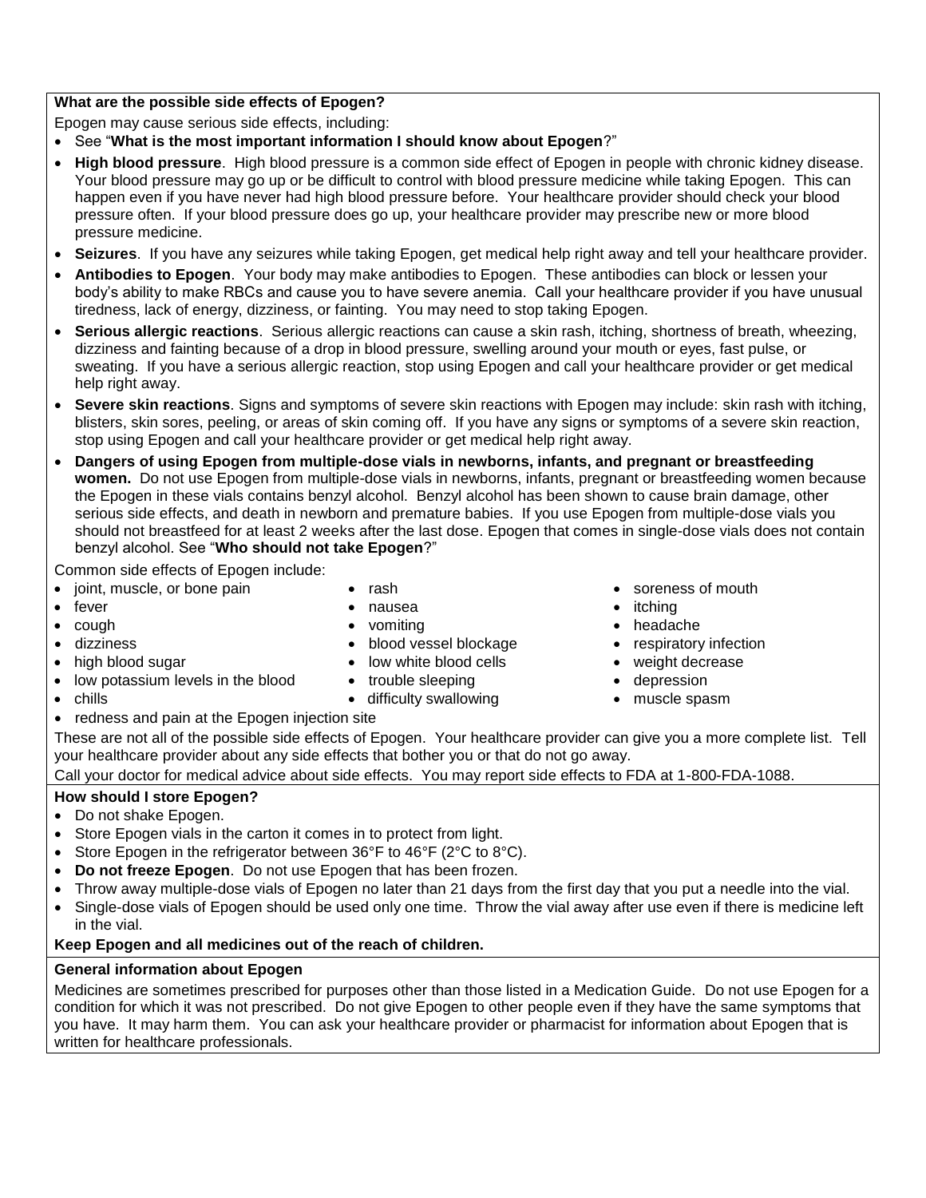**What are the possible side effects of Epogen?**

Epogen may cause serious side effects, including:

- See "**What is the most important information I should know about Epogen**?"
- **High blood pressure**. High blood pressure is a common side effect of Epogen in people with chronic kidney disease. Your blood pressure may go up or be difficult to control with blood pressure medicine while taking Epogen. This can happen even if you have never had high blood pressure before. Your healthcare provider should check your blood pressure often. If your blood pressure does go up, your healthcare provider may prescribe new or more blood pressure medicine.
- **Seizures**. If you have any seizures while taking Epogen, get medical help right away and tell your healthcare provider.
- **Antibodies to Epogen**. Your body may make antibodies to Epogen. These antibodies can block or lessen your body's ability to make RBCs and cause you to have severe anemia. Call your healthcare provider if you have unusual tiredness, lack of energy, dizziness, or fainting. You may need to stop taking Epogen.
- **Serious allergic reactions**. Serious allergic reactions can cause a skin rash, itching, shortness of breath, wheezing, dizziness and fainting because of a drop in blood pressure, swelling around your mouth or eyes, fast pulse, or sweating. If you have a serious allergic reaction, stop using Epogen and call your healthcare provider or get medical help right away.
- **Severe skin reactions**. Signs and symptoms of severe skin reactions with Epogen may include: skin rash with itching, blisters, skin sores, peeling, or areas of skin coming off. If you have any signs or symptoms of a severe skin reaction, stop using Epogen and call your healthcare provider or get medical help right away.
- **Dangers of using Epogen from multiple-dose vials in newborns, infants, and pregnant or breastfeeding women.** Do not use Epogen from multiple-dose vials in newborns, infants, pregnant or breastfeeding women because the Epogen in these vials contains benzyl alcohol. Benzyl alcohol has been shown to cause brain damage, other serious side effects, and death in newborn and premature babies. If you use Epogen from multiple-dose vials you should not breastfeed for at least 2 weeks after the last dose. Epogen that comes in single-dose vials does not contain benzyl alcohol. See "**Who should not take Epogen**?"

Common side effects of Epogen include:

- joint, muscle, or bone pain
- fever
- cough
- dizziness
- high blood sugar
- low potassium levels in the blood
- chills
- rash
- nausea
- vomiting
- blood vessel blockage
- low white blood cells
- trouble sleeping
- difficulty swallowing
- soreness of mouth
- itching
- headache
- respiratory infection
- weight decrease
- depression
- muscle spasm
- redness and pain at the Epogen injection site

These are not all of the possible side effects of Epogen. Your healthcare provider can give you a more complete list. Tell your healthcare provider about any side effects that bother you or that do not go away.

Call your doctor for medical advice about side effects. You may report side effects to FDA at 1-800-FDA-1088.

**How should I store Epogen?**

- Do not shake Epogen.
- Store Epogen vials in the carton it comes in to protect from light.
- Store Epogen in the refrigerator between 36°F to 46°F (2°C to 8°C).
- **Do not freeze Epogen**. Do not use Epogen that has been frozen.
- Throw away multiple-dose vials of Epogen no later than 21 days from the first day that you put a needle into the vial.
- Single-dose vials of Epogen should be used only one time. Throw the vial away after use even if there is medicine left in the vial.

**Keep Epogen and all medicines out of the reach of children.**

**General information about Epogen**

Medicines are sometimes prescribed for purposes other than those listed in a Medication Guide. Do not use Epogen for a condition for which it was not prescribed. Do not give Epogen to other people even if they have the same symptoms that you have. It may harm them. You can ask your healthcare provider or pharmacist for information about Epogen that is written for healthcare professionals.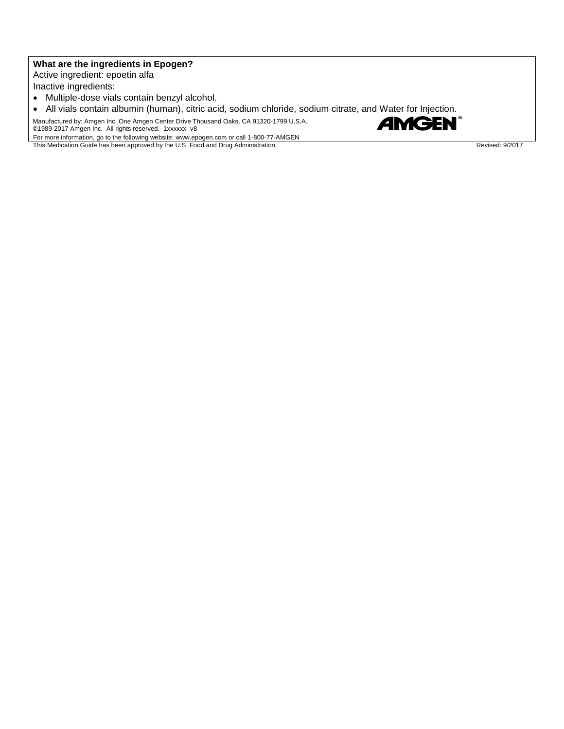**What are the ingredients in Epogen?**

Active ingredient: epoetin alfa

Inactive ingredients:

- Multiple-dose vials contain benzyl alcohol.
- All vials contain albumin (human), citric acid, sodium chloride, sodium citrate, and Water for Injection.

Manufactured by: Amgen Inc. One Amgen Center Drive Thousand Oaks, CA 91320-1799 U.S.A.
©1989-2017 Amgen Inc. All rights reserved. 1xxxxxx- v8

AMGEN®

For more information, go to the following website: www.epogen.com or call 1-800-77-AMGEN

This Medication Guide has been approved by the U.S. Food and Drug Administration

Revised: 9/2017